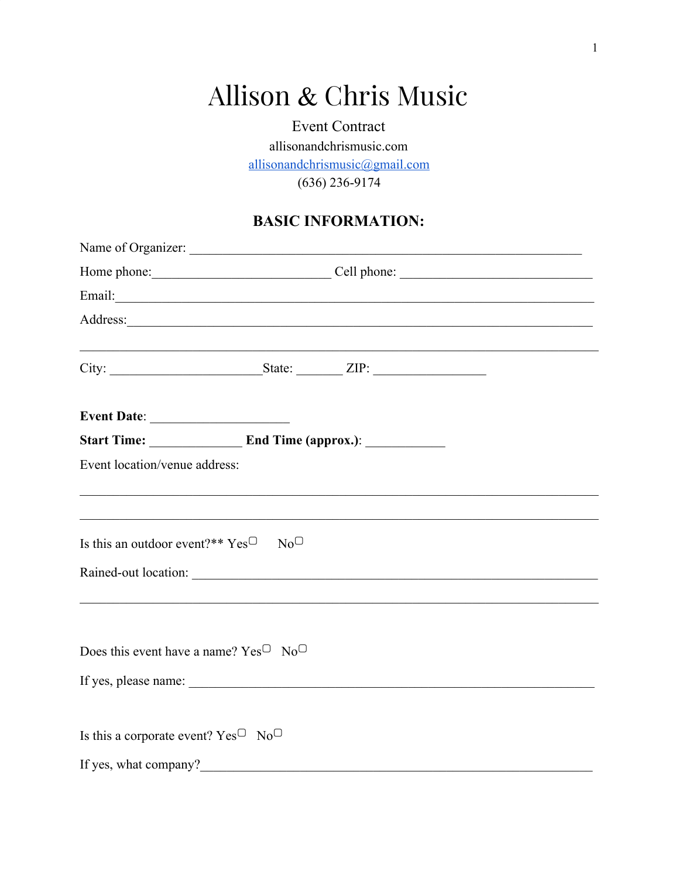# Allison & Chris Music

Event Contract

allisonandchrismusic.com

allisonandchrismusic@gmail.com

(636) 236-9174

## BASIC INFORMATION:

Name of Organizer: ____________________________________________________________

Home phone:___________________________ Cell phone: ____________________________

Email:__________________________________________________________________________

Address:________________________________________________________________________

________________________________________________________________________________

City: _______________________State: _______ ZIP: _________________

**Event Date**: _____________________

**Start Time:** ______________ **End Time (approx.)**: ____________

Event location/venue address:

________________________________________________________________________________

________________________________________________________________________________

Is this an outdoor event?** Yes▢ No▢

Rained-out location: ____________________________________________________________

________________________________________________________________________________

Does this event have a name? Yes▢ No▢

If yes, please name: ____________________________________________________________

Is this a corporate event? Yes▢ No▢

If yes, what company?___________________________________________________________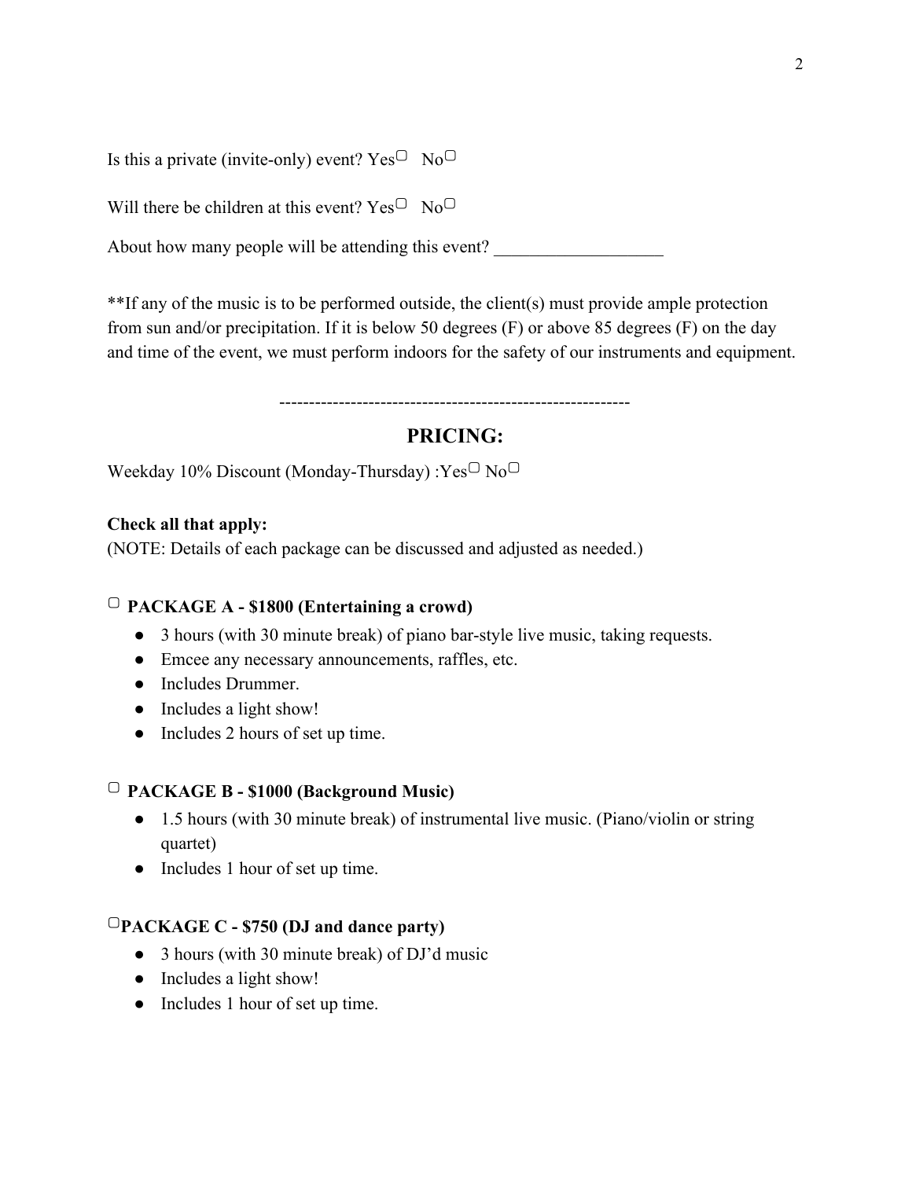Is this a private (invite-only) event? Yes▢ No▢

Will there be children at this event? Yes▢ No▢

About how many people will be attending this event? ___________________

**If any of the music is to be performed outside, the client(s) must provide ample protection from sun and/or precipitation. If it is below 50 degrees (F) or above 85 degrees (F) on the day and time of the event, we must perform indoors for the safety of our instruments and equipment.

----------------------------------------------------------

## PRICING:

Weekday 10% Discount (Monday-Thursday) :Yes▢ No▢

**Check all that apply:**
(NOTE: Details of each package can be discussed and adjusted as needed.)

### ▢ PACKAGE A - $1800 (Entertaining a crowd)

- 3 hours (with 30 minute break) of piano bar-style live music, taking requests.
- Emcee any necessary announcements, raffles, etc.
- Includes Drummer.
- Includes a light show!
- Includes 2 hours of set up time.

### ▢ PACKAGE B - $1000 (Background Music)

- 1.5 hours (with 30 minute break) of instrumental live music. (Piano/violin or string quartet)
- Includes 1 hour of set up time.

### ▢PACKAGE C - $750 (DJ and dance party)

- 3 hours (with 30 minute break) of DJ'd music
- Includes a light show!
- Includes 1 hour of set up time.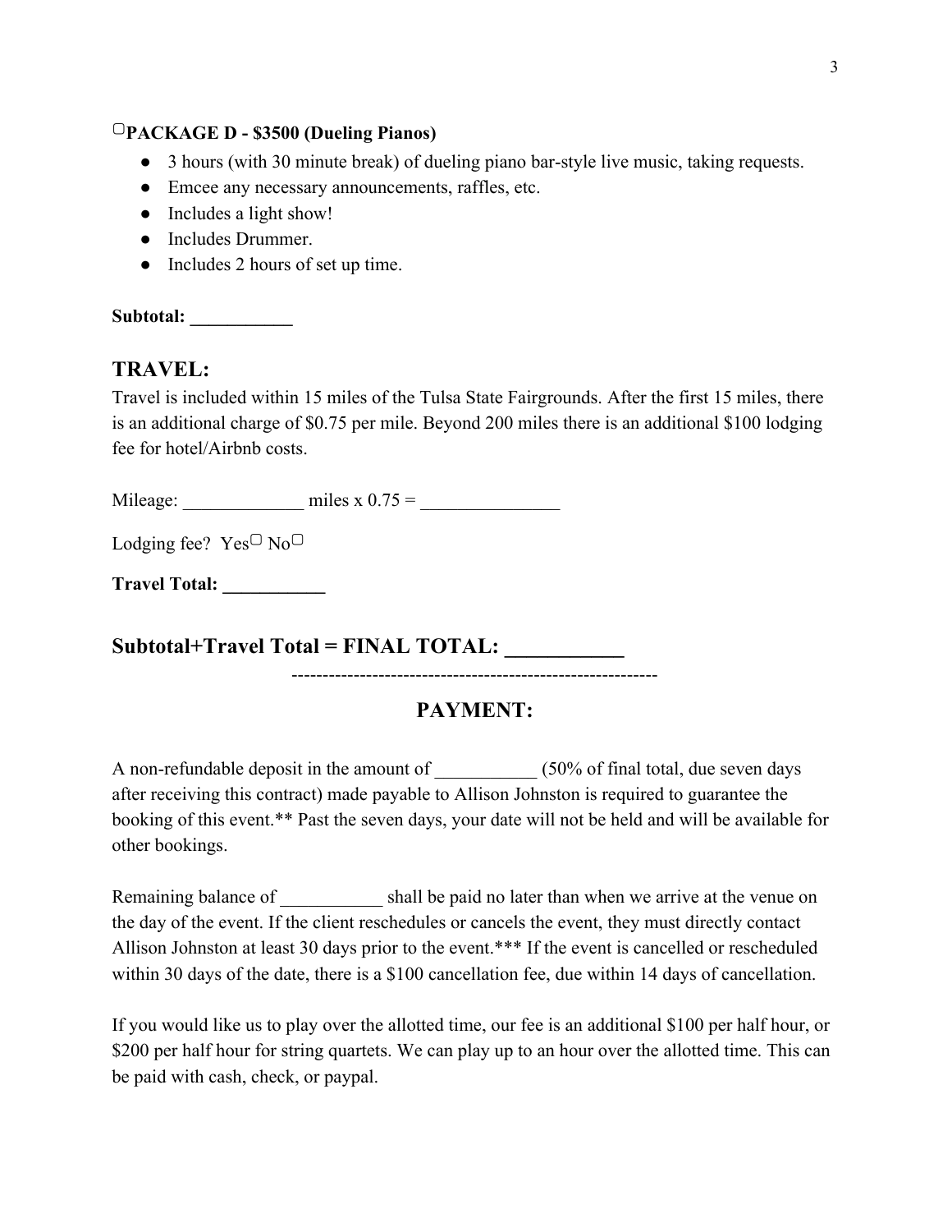☐**PACKAGE D - $3500 (Dueling Pianos)**

- 3 hours (with 30 minute break) of dueling piano bar-style live music, taking requests.
- Emcee any necessary announcements, raffles, etc.
- Includes a light show!
- Includes Drummer.
- Includes 2 hours of set up time.

**Subtotal: ___________**

## TRAVEL:

Travel is included within 15 miles of the Tulsa State Fairgrounds. After the first 15 miles, there is an additional charge of $0.75 per mile. Beyond 200 miles there is an additional $100 lodging fee for hotel/Airbnb costs.

Mileage: _____________ miles x 0.75 = _______________

Lodging fee? Yes☐ No☐

**Travel Total: ___________**

## Subtotal+Travel Total = FINAL TOTAL: ___________

----------------------------------------------------------

## PAYMENT:

A non-refundable deposit in the amount of ___________ (50% of final total, due seven days after receiving this contract) made payable to Allison Johnston is required to guarantee the booking of this event.** Past the seven days, your date will not be held and will be available for other bookings.

Remaining balance of ___________ shall be paid no later than when we arrive at the venue on the day of the event. If the client reschedules or cancels the event, they must directly contact Allison Johnston at least 30 days prior to the event.*** If the event is cancelled or rescheduled within 30 days of the date, there is a $100 cancellation fee, due within 14 days of cancellation.

If you would like us to play over the allotted time, our fee is an additional $100 per half hour, or $200 per half hour for string quartets. We can play up to an hour over the allotted time. This can be paid with cash, check, or paypal.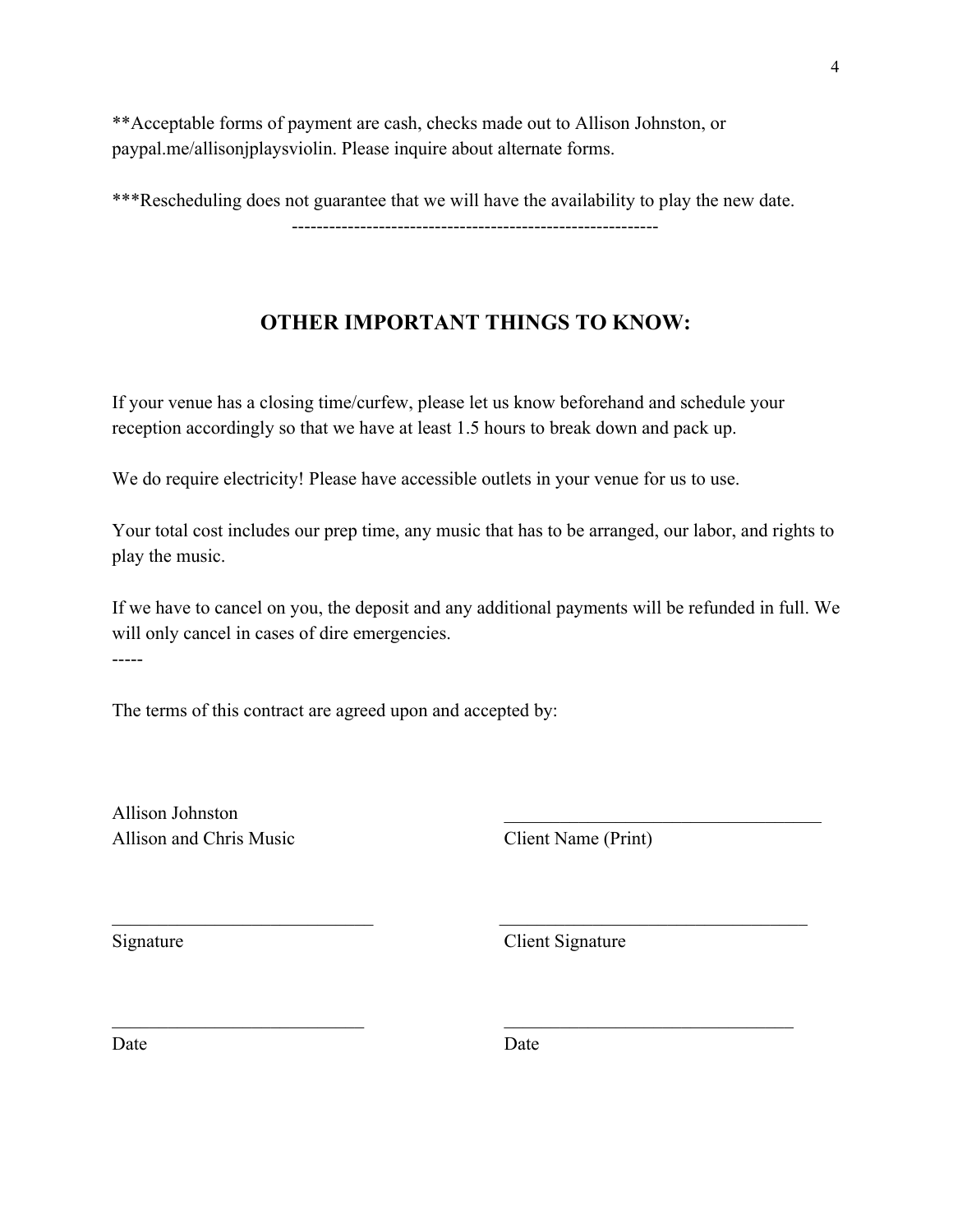**Acceptable forms of payment are cash, checks made out to Allison Johnston, or paypal.me/allisonjplaysviolin. Please inquire about alternate forms.

***Rescheduling does not guarantee that we will have the availability to play the new date.

-----------------------------------------------------------

## OTHER IMPORTANT THINGS TO KNOW:

If your venue has a closing time/curfew, please let us know beforehand and schedule your reception accordingly so that we have at least 1.5 hours to break down and pack up.

We do require electricity! Please have accessible outlets in your venue for us to use.

Your total cost includes our prep time, any music that has to be arranged, our labor, and rights to play the music.

If we have to cancel on you, the deposit and any additional payments will be refunded in full. We will only cancel in cases of dire emergencies.

-----

The terms of this contract are agreed upon and accepted by:

Allison Johnston
Allison and Chris Music

___________________________________
Client Name (Print)

_____________________________
Signature

___________________________________
Client Signature

_____________________________
Date

___________________________________
Date